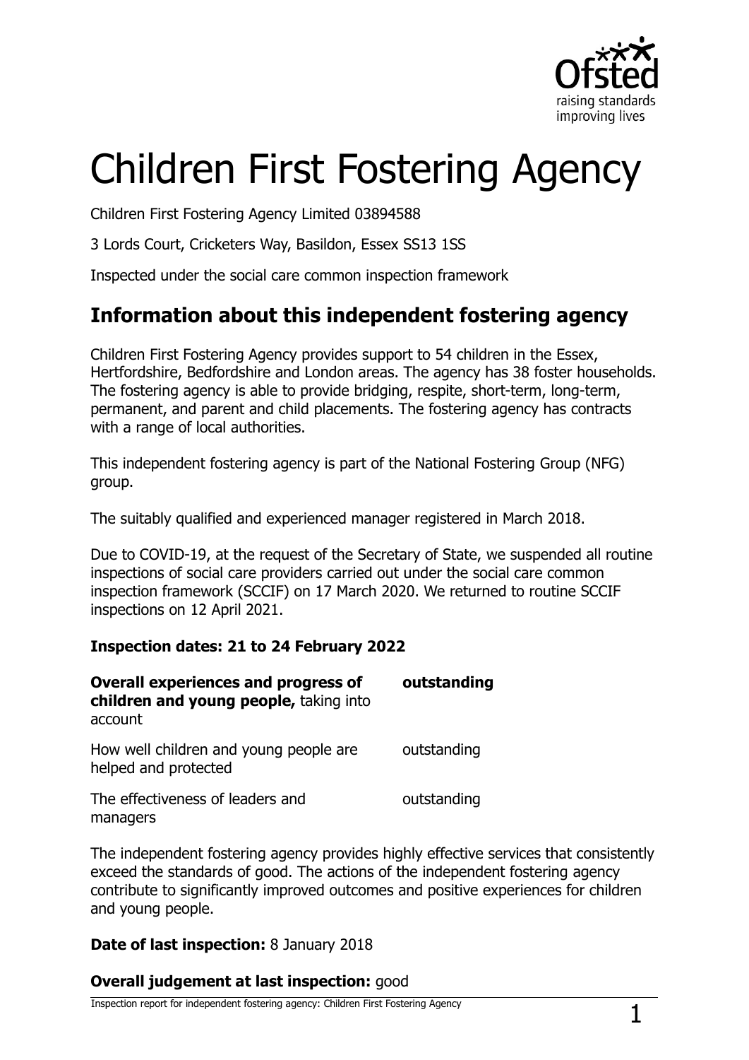# Children First Fostering Agency

Children First Fostering Agency Limited 03894588

3 Lords Court, Cricketers Way, Basildon, Essex SS13 1SS

Inspected under the social care common inspection framework

## Information about this independent fostering agency

Children First Fostering Agency provides support to 54 children in the Essex, Hertfordshire, Bedfordshire and London areas. The agency has 38 foster households. The fostering agency is able to provide bridging, respite, short-term, long-term, permanent, and parent and child placements. The fostering agency has contracts with a range of local authorities.

This independent fostering agency is part of the National Fostering Group (NFG) group.

The suitably qualified and experienced manager registered in March 2018.

Due to COVID-19, at the request of the Secretary of State, we suspended all routine inspections of social care providers carried out under the social care common inspection framework (SCCIF) on 17 March 2020. We returned to routine SCCIF inspections on 12 April 2021.

**Inspection dates: 21 to 24 February 2022**

| | |
|---|---|
| **Overall experiences and progress of children and young people,** taking into account | **outstanding** |
| How well children and young people are helped and protected | outstanding |
| The effectiveness of leaders and managers | outstanding |

The independent fostering agency provides highly effective services that consistently exceed the standards of good. The actions of the independent fostering agency contribute to significantly improved outcomes and positive experiences for children and young people.

**Date of last inspection:** 8 January 2018

**Overall judgement at last inspection:** good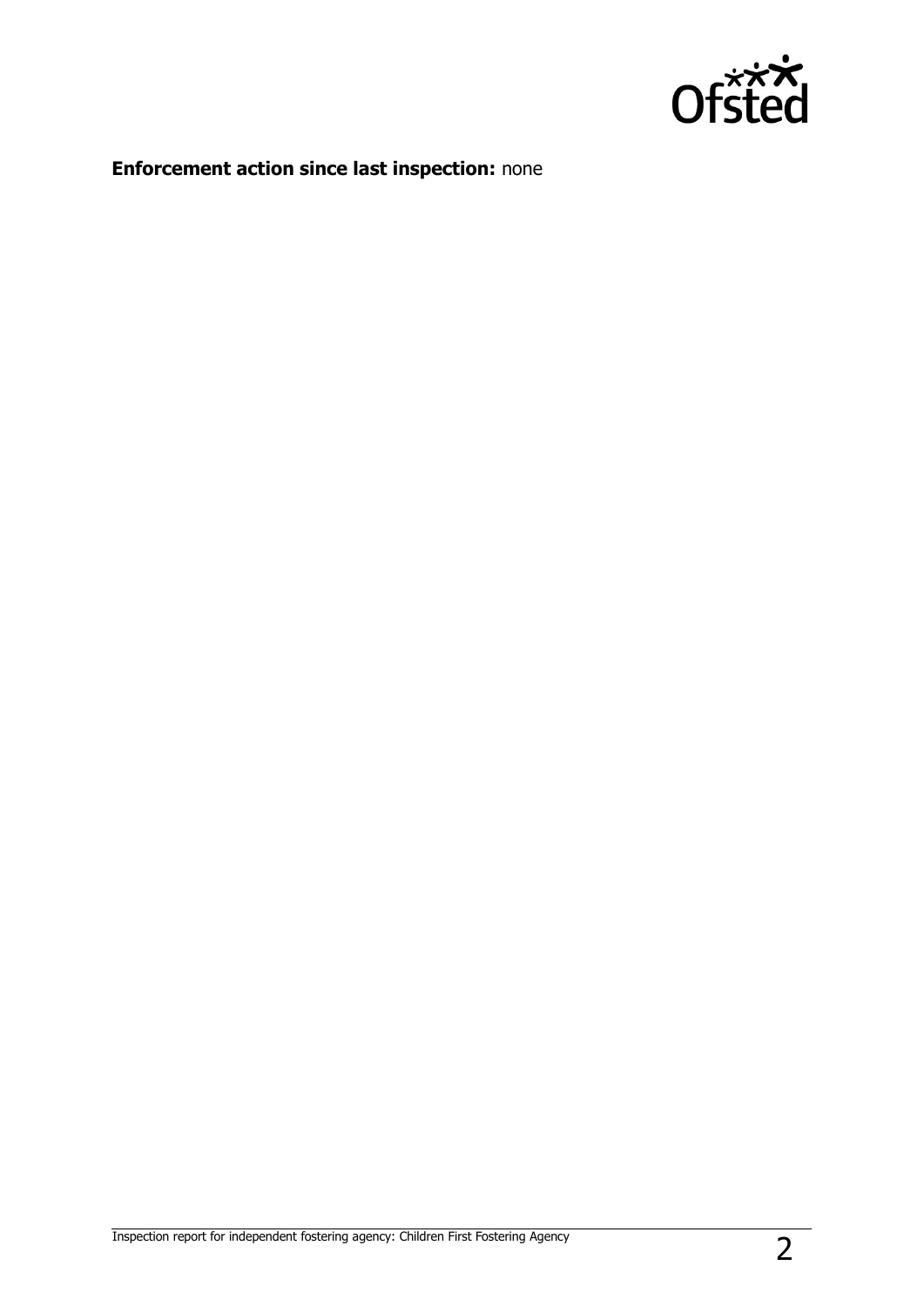**Enforcement action since last inspection:** none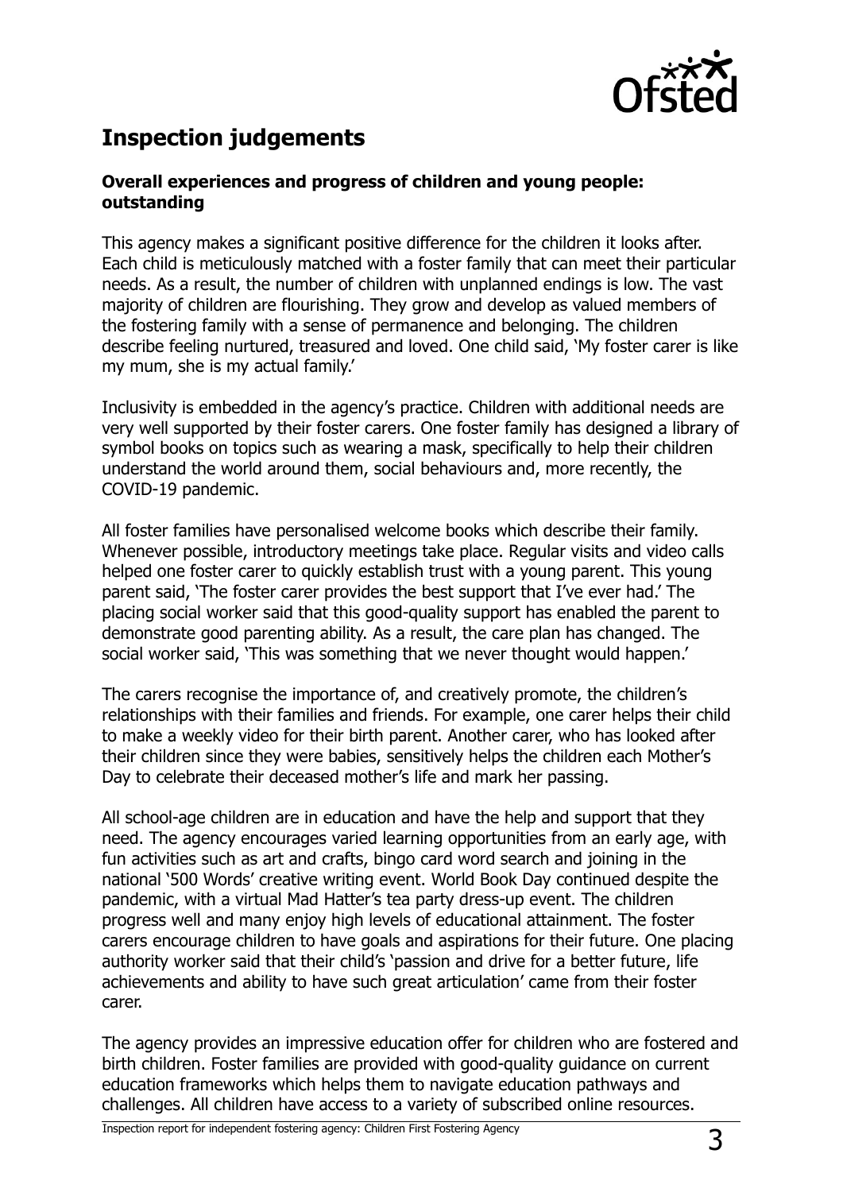## Inspection judgements

**Overall experiences and progress of children and young people: outstanding**

This agency makes a significant positive difference for the children it looks after. Each child is meticulously matched with a foster family that can meet their particular needs. As a result, the number of children with unplanned endings is low. The vast majority of children are flourishing. They grow and develop as valued members of the fostering family with a sense of permanence and belonging. The children describe feeling nurtured, treasured and loved. One child said, 'My foster carer is like my mum, she is my actual family.'

Inclusivity is embedded in the agency's practice. Children with additional needs are very well supported by their foster carers. One foster family has designed a library of symbol books on topics such as wearing a mask, specifically to help their children understand the world around them, social behaviours and, more recently, the COVID-19 pandemic.

All foster families have personalised welcome books which describe their family. Whenever possible, introductory meetings take place. Regular visits and video calls helped one foster carer to quickly establish trust with a young parent. This young parent said, 'The foster carer provides the best support that I've ever had.' The placing social worker said that this good-quality support has enabled the parent to demonstrate good parenting ability. As a result, the care plan has changed. The social worker said, 'This was something that we never thought would happen.'

The carers recognise the importance of, and creatively promote, the children's relationships with their families and friends. For example, one carer helps their child to make a weekly video for their birth parent. Another carer, who has looked after their children since they were babies, sensitively helps the children each Mother's Day to celebrate their deceased mother's life and mark her passing.

All school-age children are in education and have the help and support that they need. The agency encourages varied learning opportunities from an early age, with fun activities such as art and crafts, bingo card word search and joining in the national '500 Words' creative writing event. World Book Day continued despite the pandemic, with a virtual Mad Hatter's tea party dress-up event. The children progress well and many enjoy high levels of educational attainment. The foster carers encourage children to have goals and aspirations for their future. One placing authority worker said that their child's 'passion and drive for a better future, life achievements and ability to have such great articulation' came from their foster carer.

The agency provides an impressive education offer for children who are fostered and birth children. Foster families are provided with good-quality guidance on current education frameworks which helps them to navigate education pathways and challenges. All children have access to a variety of subscribed online resources.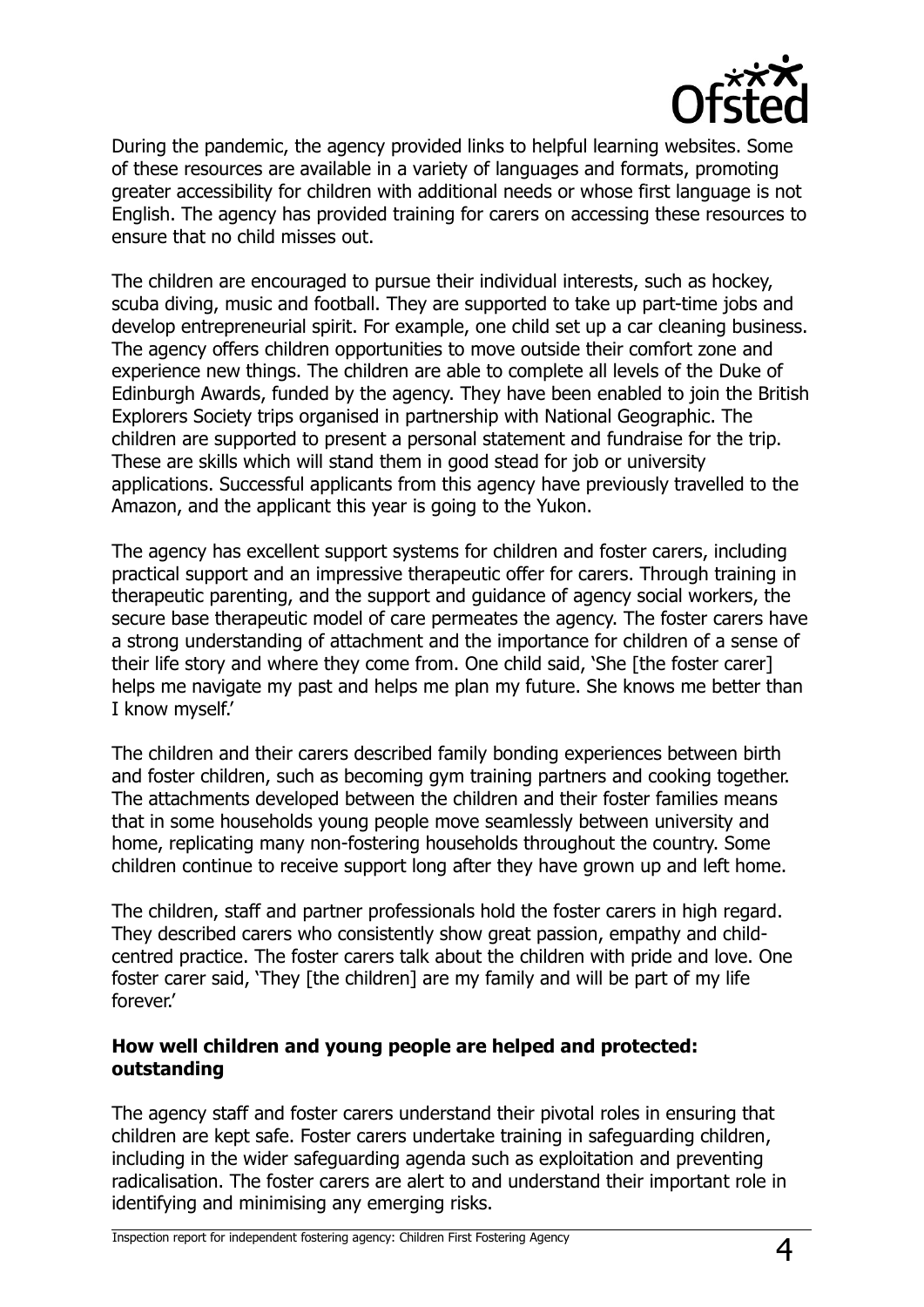During the pandemic, the agency provided links to helpful learning websites. Some of these resources are available in a variety of languages and formats, promoting greater accessibility for children with additional needs or whose first language is not English. The agency has provided training for carers on accessing these resources to ensure that no child misses out.

The children are encouraged to pursue their individual interests, such as hockey, scuba diving, music and football. They are supported to take up part-time jobs and develop entrepreneurial spirit. For example, one child set up a car cleaning business. The agency offers children opportunities to move outside their comfort zone and experience new things. The children are able to complete all levels of the Duke of Edinburgh Awards, funded by the agency. They have been enabled to join the British Explorers Society trips organised in partnership with National Geographic. The children are supported to present a personal statement and fundraise for the trip. These are skills which will stand them in good stead for job or university applications. Successful applicants from this agency have previously travelled to the Amazon, and the applicant this year is going to the Yukon.

The agency has excellent support systems for children and foster carers, including practical support and an impressive therapeutic offer for carers. Through training in therapeutic parenting, and the support and guidance of agency social workers, the secure base therapeutic model of care permeates the agency. The foster carers have a strong understanding of attachment and the importance for children of a sense of their life story and where they come from. One child said, 'She [the foster carer] helps me navigate my past and helps me plan my future. She knows me better than I know myself.'

The children and their carers described family bonding experiences between birth and foster children, such as becoming gym training partners and cooking together. The attachments developed between the children and their foster families means that in some households young people move seamlessly between university and home, replicating many non-fostering households throughout the country. Some children continue to receive support long after they have grown up and left home.

The children, staff and partner professionals hold the foster carers in high regard. They described carers who consistently show great passion, empathy and child-centred practice. The foster carers talk about the children with pride and love. One foster carer said, 'They [the children] are my family and will be part of my life forever.'

**How well children and young people are helped and protected: outstanding**

The agency staff and foster carers understand their pivotal roles in ensuring that children are kept safe. Foster carers undertake training in safeguarding children, including in the wider safeguarding agenda such as exploitation and preventing radicalisation. The foster carers are alert to and understand their important role in identifying and minimising any emerging risks.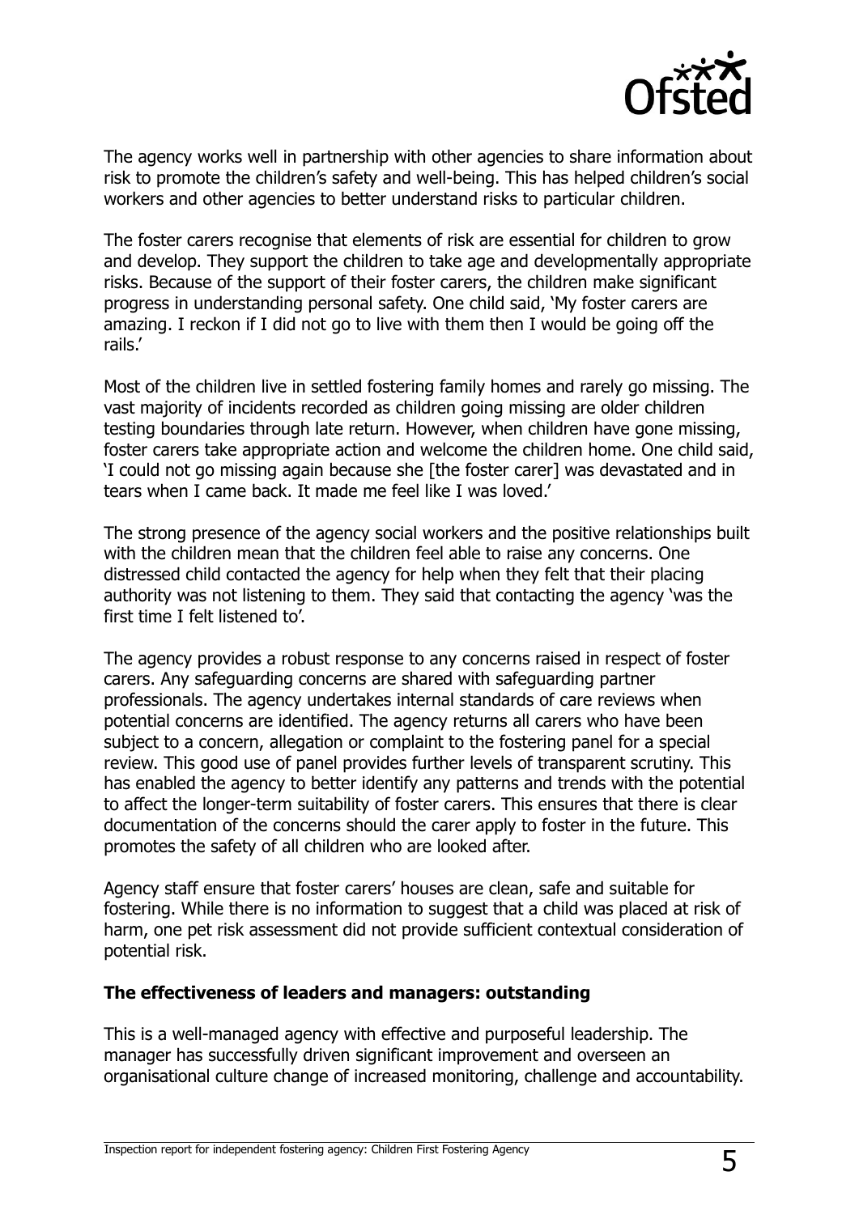The agency works well in partnership with other agencies to share information about risk to promote the children's safety and well-being. This has helped children's social workers and other agencies to better understand risks to particular children.

The foster carers recognise that elements of risk are essential for children to grow and develop. They support the children to take age and developmentally appropriate risks. Because of the support of their foster carers, the children make significant progress in understanding personal safety. One child said, 'My foster carers are amazing. I reckon if I did not go to live with them then I would be going off the rails.'

Most of the children live in settled fostering family homes and rarely go missing. The vast majority of incidents recorded as children going missing are older children testing boundaries through late return. However, when children have gone missing, foster carers take appropriate action and welcome the children home. One child said, 'I could not go missing again because she [the foster carer] was devastated and in tears when I came back. It made me feel like I was loved.'

The strong presence of the agency social workers and the positive relationships built with the children mean that the children feel able to raise any concerns. One distressed child contacted the agency for help when they felt that their placing authority was not listening to them. They said that contacting the agency 'was the first time I felt listened to'.

The agency provides a robust response to any concerns raised in respect of foster carers. Any safeguarding concerns are shared with safeguarding partner professionals. The agency undertakes internal standards of care reviews when potential concerns are identified. The agency returns all carers who have been subject to a concern, allegation or complaint to the fostering panel for a special review. This good use of panel provides further levels of transparent scrutiny. This has enabled the agency to better identify any patterns and trends with the potential to affect the longer-term suitability of foster carers. This ensures that there is clear documentation of the concerns should the carer apply to foster in the future. This promotes the safety of all children who are looked after.

Agency staff ensure that foster carers' houses are clean, safe and suitable for fostering. While there is no information to suggest that a child was placed at risk of harm, one pet risk assessment did not provide sufficient contextual consideration of potential risk.

**The effectiveness of leaders and managers: outstanding**

This is a well-managed agency with effective and purposeful leadership. The manager has successfully driven significant improvement and overseen an organisational culture change of increased monitoring, challenge and accountability.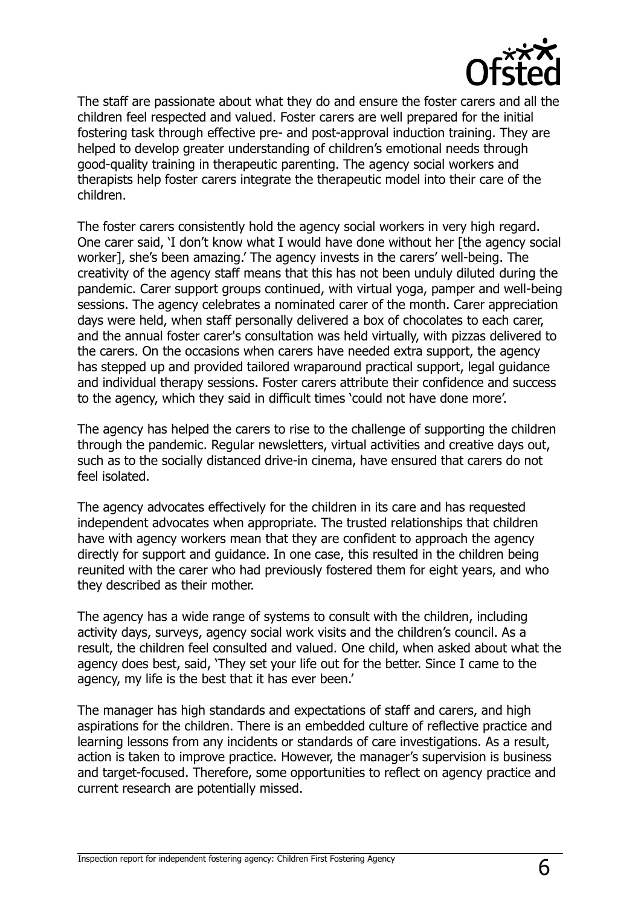The staff are passionate about what they do and ensure the foster carers and all the children feel respected and valued. Foster carers are well prepared for the initial fostering task through effective pre- and post-approval induction training. They are helped to develop greater understanding of children's emotional needs through good-quality training in therapeutic parenting. The agency social workers and therapists help foster carers integrate the therapeutic model into their care of the children.

The foster carers consistently hold the agency social workers in very high regard. One carer said, 'I don't know what I would have done without her [the agency social worker], she's been amazing.' The agency invests in the carers' well-being. The creativity of the agency staff means that this has not been unduly diluted during the pandemic. Carer support groups continued, with virtual yoga, pamper and well-being sessions. The agency celebrates a nominated carer of the month. Carer appreciation days were held, when staff personally delivered a box of chocolates to each carer, and the annual foster carer's consultation was held virtually, with pizzas delivered to the carers. On the occasions when carers have needed extra support, the agency has stepped up and provided tailored wraparound practical support, legal guidance and individual therapy sessions. Foster carers attribute their confidence and success to the agency, which they said in difficult times 'could not have done more'.

The agency has helped the carers to rise to the challenge of supporting the children through the pandemic. Regular newsletters, virtual activities and creative days out, such as to the socially distanced drive-in cinema, have ensured that carers do not feel isolated.

The agency advocates effectively for the children in its care and has requested independent advocates when appropriate. The trusted relationships that children have with agency workers mean that they are confident to approach the agency directly for support and guidance. In one case, this resulted in the children being reunited with the carer who had previously fostered them for eight years, and who they described as their mother.

The agency has a wide range of systems to consult with the children, including activity days, surveys, agency social work visits and the children's council. As a result, the children feel consulted and valued. One child, when asked about what the agency does best, said, 'They set your life out for the better. Since I came to the agency, my life is the best that it has ever been.'

The manager has high standards and expectations of staff and carers, and high aspirations for the children. There is an embedded culture of reflective practice and learning lessons from any incidents or standards of care investigations. As a result, action is taken to improve practice. However, the manager's supervision is business and target-focused. Therefore, some opportunities to reflect on agency practice and current research are potentially missed.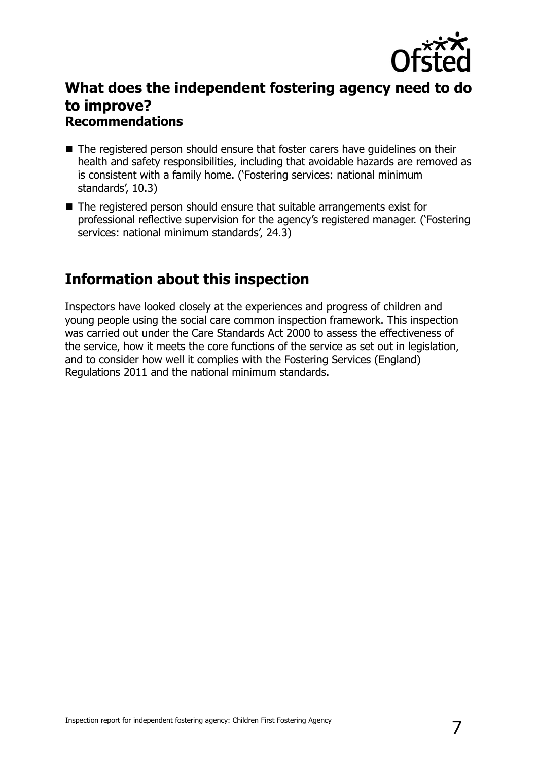## What does the independent fostering agency need to do to improve?

### Recommendations

- The registered person should ensure that foster carers have guidelines on their health and safety responsibilities, including that avoidable hazards are removed as is consistent with a family home. ('Fostering services: national minimum standards', 10.3)
- The registered person should ensure that suitable arrangements exist for professional reflective supervision for the agency's registered manager. ('Fostering services: national minimum standards', 24.3)

## Information about this inspection

Inspectors have looked closely at the experiences and progress of children and young people using the social care common inspection framework. This inspection was carried out under the Care Standards Act 2000 to assess the effectiveness of the service, how it meets the core functions of the service as set out in legislation, and to consider how well it complies with the Fostering Services (England) Regulations 2011 and the national minimum standards.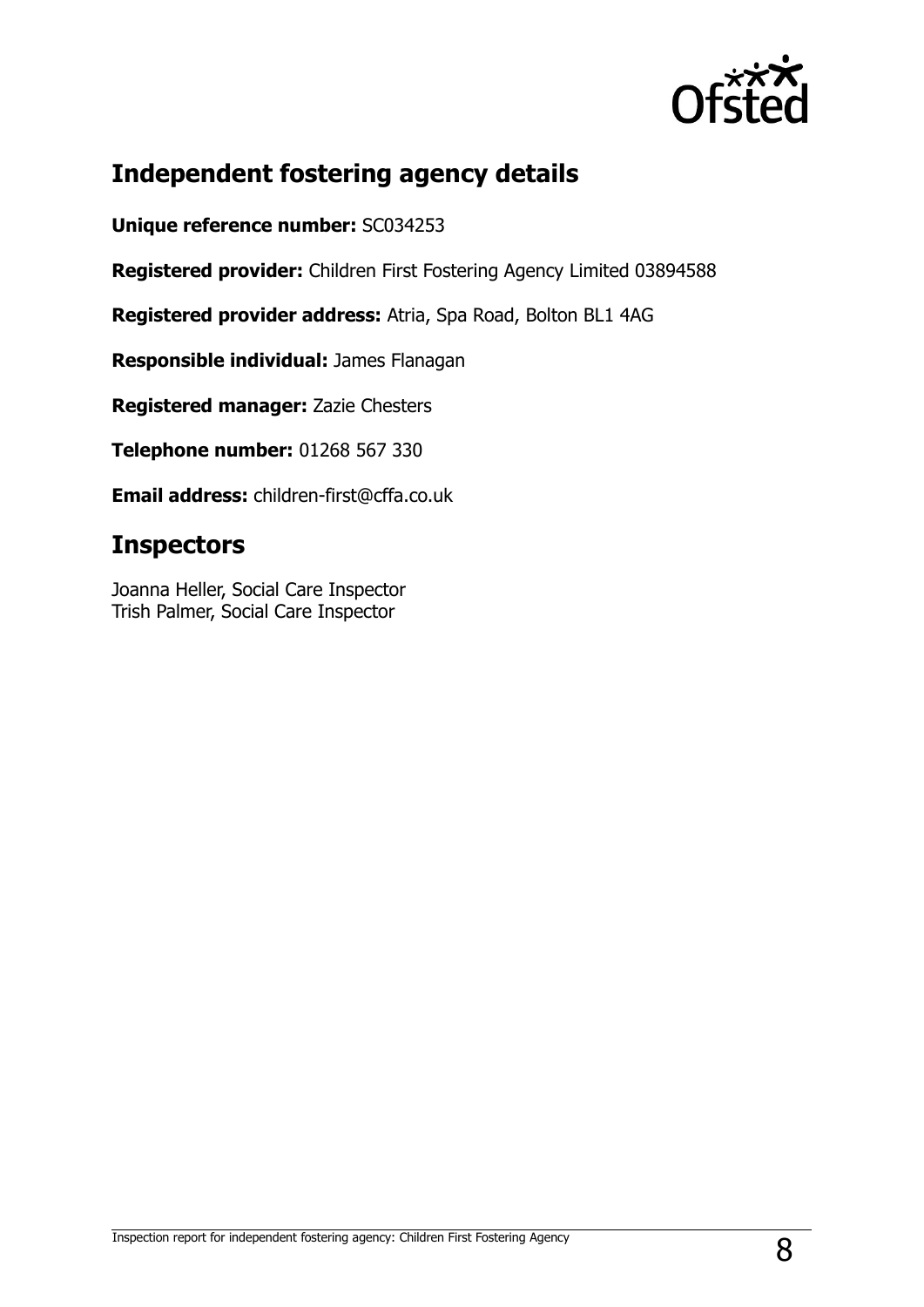## Independent fostering agency details

**Unique reference number:** SC034253

**Registered provider:** Children First Fostering Agency Limited 03894588

**Registered provider address:** Atria, Spa Road, Bolton BL1 4AG

**Responsible individual:** James Flanagan

**Registered manager:** Zazie Chesters

**Telephone number:** 01268 567 330

**Email address:** children-first@cffa.co.uk

## Inspectors

Joanna Heller, Social Care Inspector
Trish Palmer, Social Care Inspector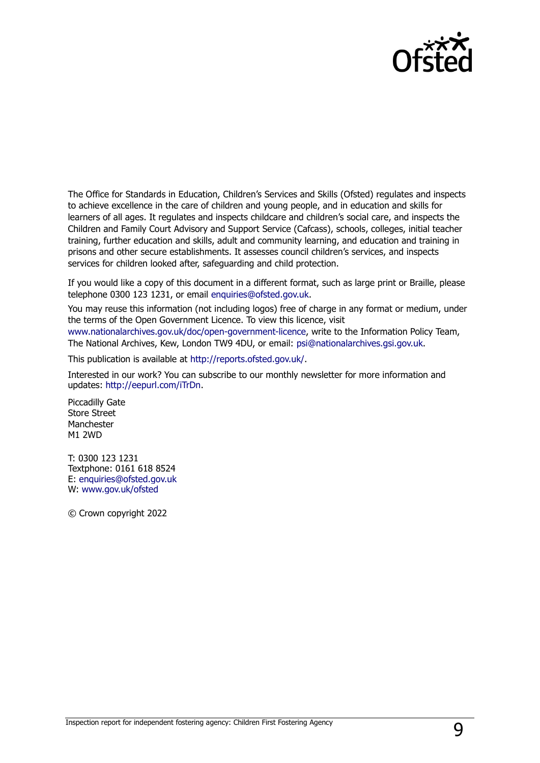The Office for Standards in Education, Children's Services and Skills (Ofsted) regulates and inspects to achieve excellence in the care of children and young people, and in education and skills for learners of all ages. It regulates and inspects childcare and children's social care, and inspects the Children and Family Court Advisory and Support Service (Cafcass), schools, colleges, initial teacher training, further education and skills, adult and community learning, and education and training in prisons and other secure establishments. It assesses council children's services, and inspects services for children looked after, safeguarding and child protection.

If you would like a copy of this document in a different format, such as large print or Braille, please telephone 0300 123 1231, or email enquiries@ofsted.gov.uk.

You may reuse this information (not including logos) free of charge in any format or medium, under the terms of the Open Government Licence. To view this licence, visit www.nationalarchives.gov.uk/doc/open-government-licence, write to the Information Policy Team, The National Archives, Kew, London TW9 4DU, or email: psi@nationalarchives.gsi.gov.uk.

This publication is available at http://reports.ofsted.gov.uk/.

Interested in our work? You can subscribe to our monthly newsletter for more information and updates: http://eepurl.com/iTrDn.

Piccadilly Gate  
Store Street  
Manchester  
M1 2WD

T: 0300 123 1231  
Textphone: 0161 618 8524  
E: enquiries@ofsted.gov.uk  
W: www.gov.uk/ofsted

© Crown copyright 2022